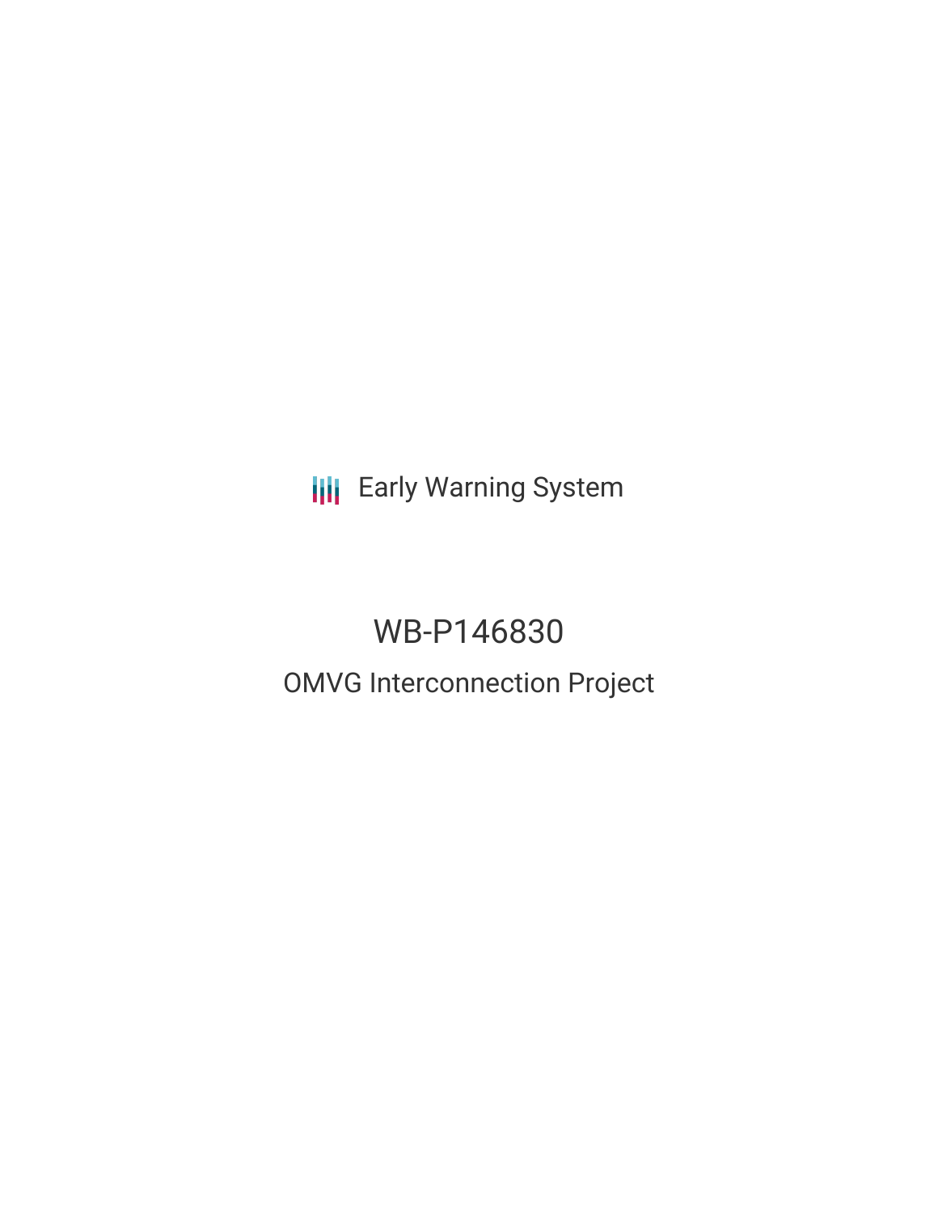Early Warning System

# WB-P146830

## OMVG Interconnection Project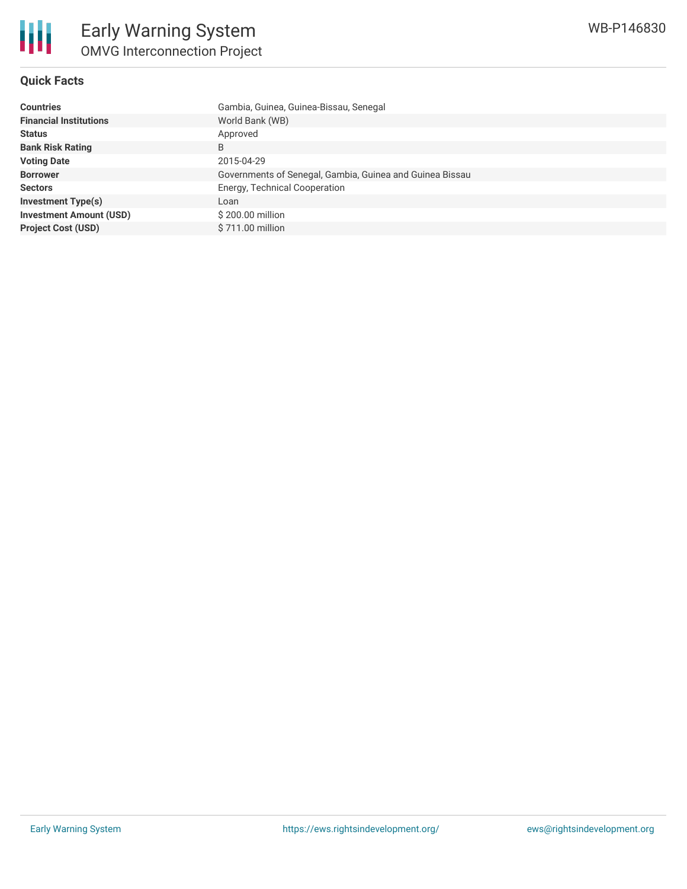# Early Warning System

## OMVG Interconnection Project

WB-P146830

### Quick Facts

| | |
|---|---|
| **Countries** | Gambia, Guinea, Guinea-Bissau, Senegal |
| **Financial Institutions** | World Bank (WB) |
| **Status** | Approved |
| **Bank Risk Rating** | B |
| **Voting Date** | 2015-04-29 |
| **Borrower** | Governments of Senegal, Gambia, Guinea and Guinea Bissau |
| **Sectors** | Energy, Technical Cooperation |
| **Investment Type(s)** | Loan |
| **Investment Amount (USD)** | $ 200.00 million |
| **Project Cost (USD)** | $ 711.00 million |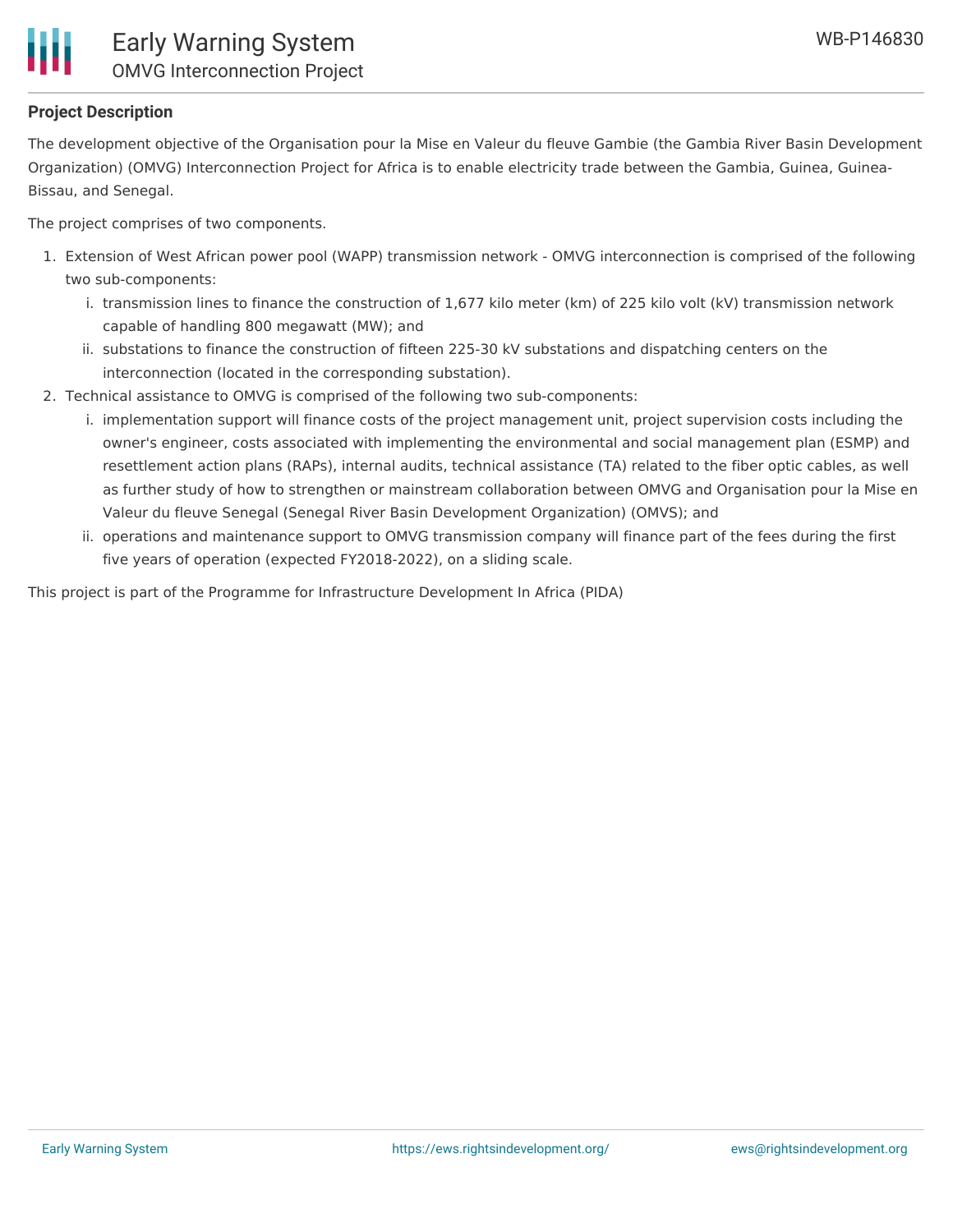**Project Description**

The development objective of the Organisation pour la Mise en Valeur du fleuve Gambie (the Gambia River Basin Development Organization) (OMVG) Interconnection Project for Africa is to enable electricity trade between the Gambia, Guinea, Guinea-Bissau, and Senegal.

The project comprises of two components.

1. Extension of West African power pool (WAPP) transmission network - OMVG interconnection is comprised of the following two sub-components:
    i. transmission lines to finance the construction of 1,677 kilo meter (km) of 225 kilo volt (kV) transmission network capable of handling 800 megawatt (MW); and
    ii. substations to finance the construction of fifteen 225-30 kV substations and dispatching centers on the interconnection (located in the corresponding substation).
2. Technical assistance to OMVG is comprised of the following two sub-components:
    i. implementation support will finance costs of the project management unit, project supervision costs including the owner's engineer, costs associated with implementing the environmental and social management plan (ESMP) and resettlement action plans (RAPs), internal audits, technical assistance (TA) related to the fiber optic cables, as well as further study of how to strengthen or mainstream collaboration between OMVG and Organisation pour la Mise en Valeur du fleuve Senegal (Senegal River Basin Development Organization) (OMVS); and
    ii. operations and maintenance support to OMVG transmission company will finance part of the fees during the first five years of operation (expected FY2018-2022), on a sliding scale.

This project is part of the Programme for Infrastructure Development In Africa (PIDA)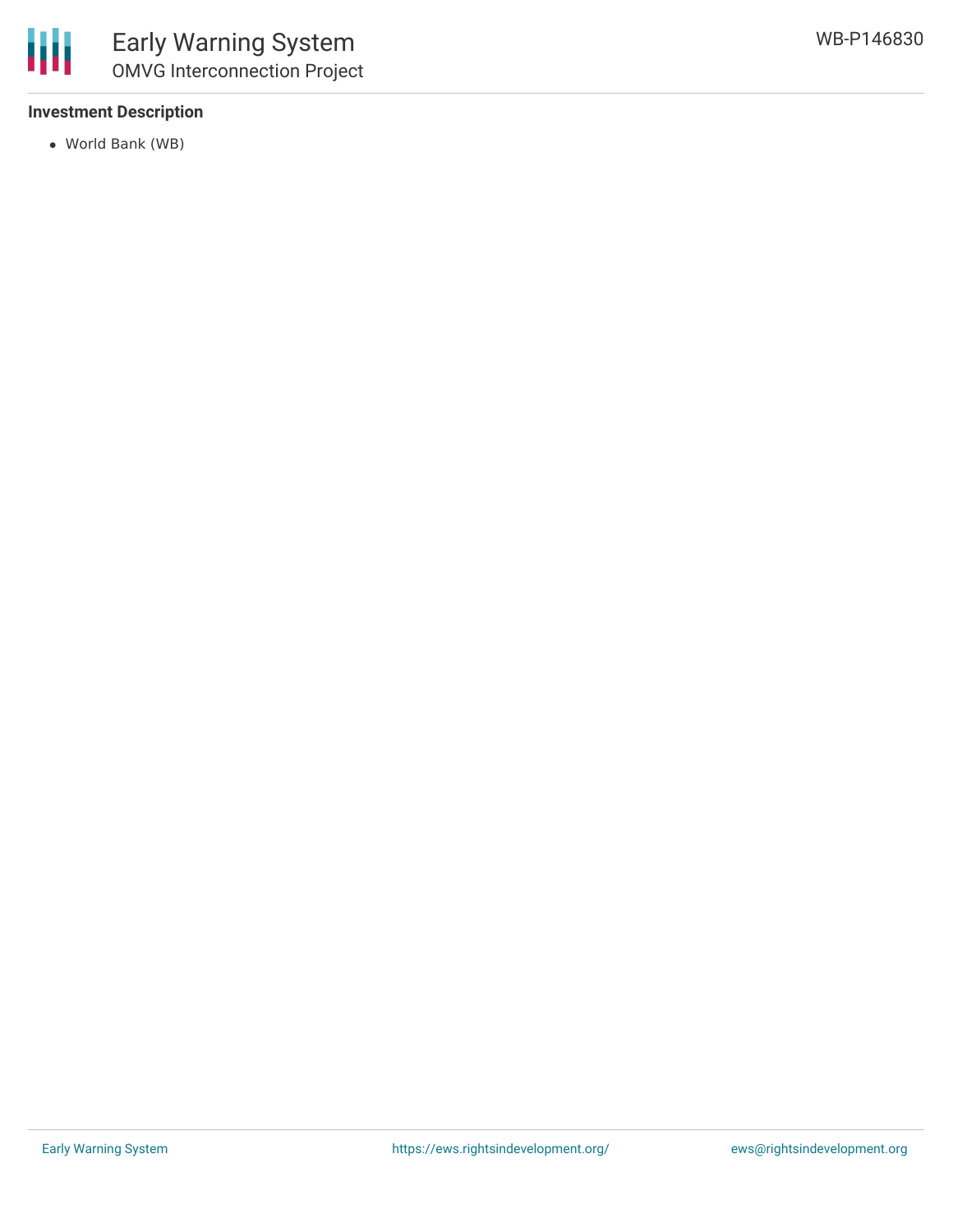### Investment Description

- World Bank (WB)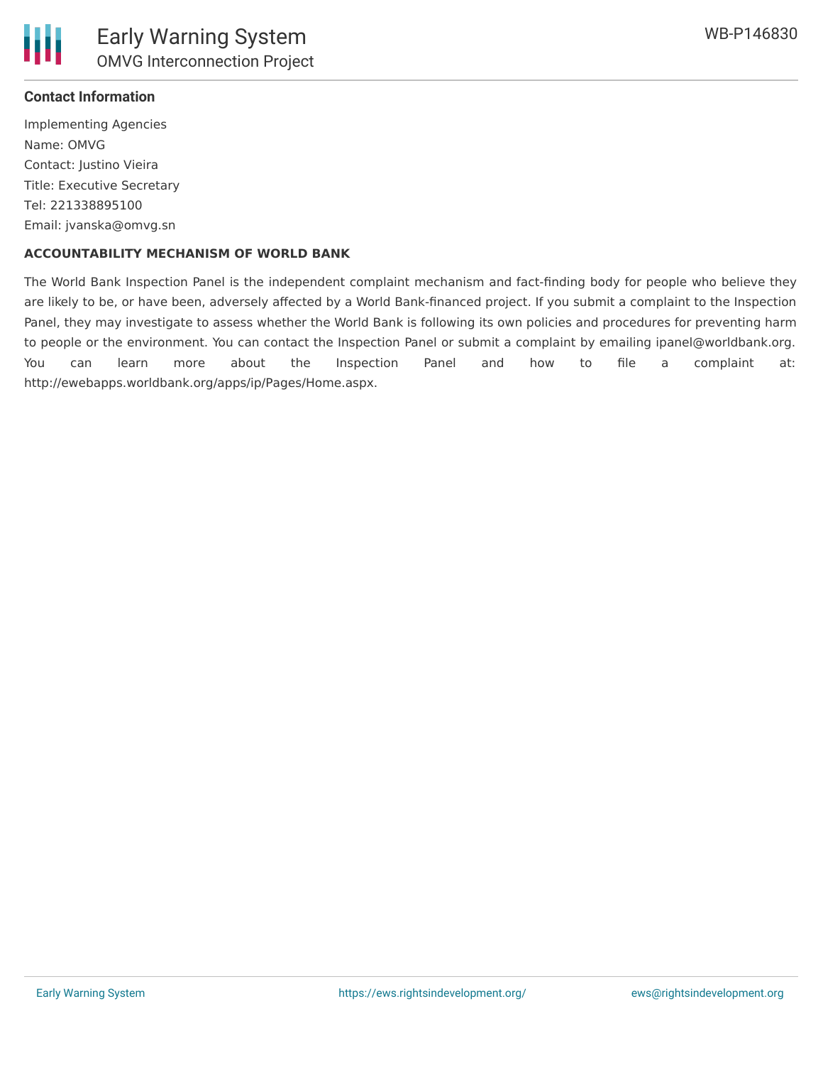## Contact Information

Implementing Agencies
Name: OMVG
Contact: Justino Vieira
Title: Executive Secretary
Tel: 221338895100
Email: jvanska@omvg.sn

### ACCOUNTABILITY MECHANISM OF WORLD BANK

The World Bank Inspection Panel is the independent complaint mechanism and fact-finding body for people who believe they are likely to be, or have been, adversely affected by a World Bank-financed project. If you submit a complaint to the Inspection Panel, they may investigate to assess whether the World Bank is following its own policies and procedures for preventing harm to people or the environment. You can contact the Inspection Panel or submit a complaint by emailing ipanel@worldbank.org. You can learn more about the Inspection Panel and how to file a complaint at: http://ewebapps.worldbank.org/apps/ip/Pages/Home.aspx.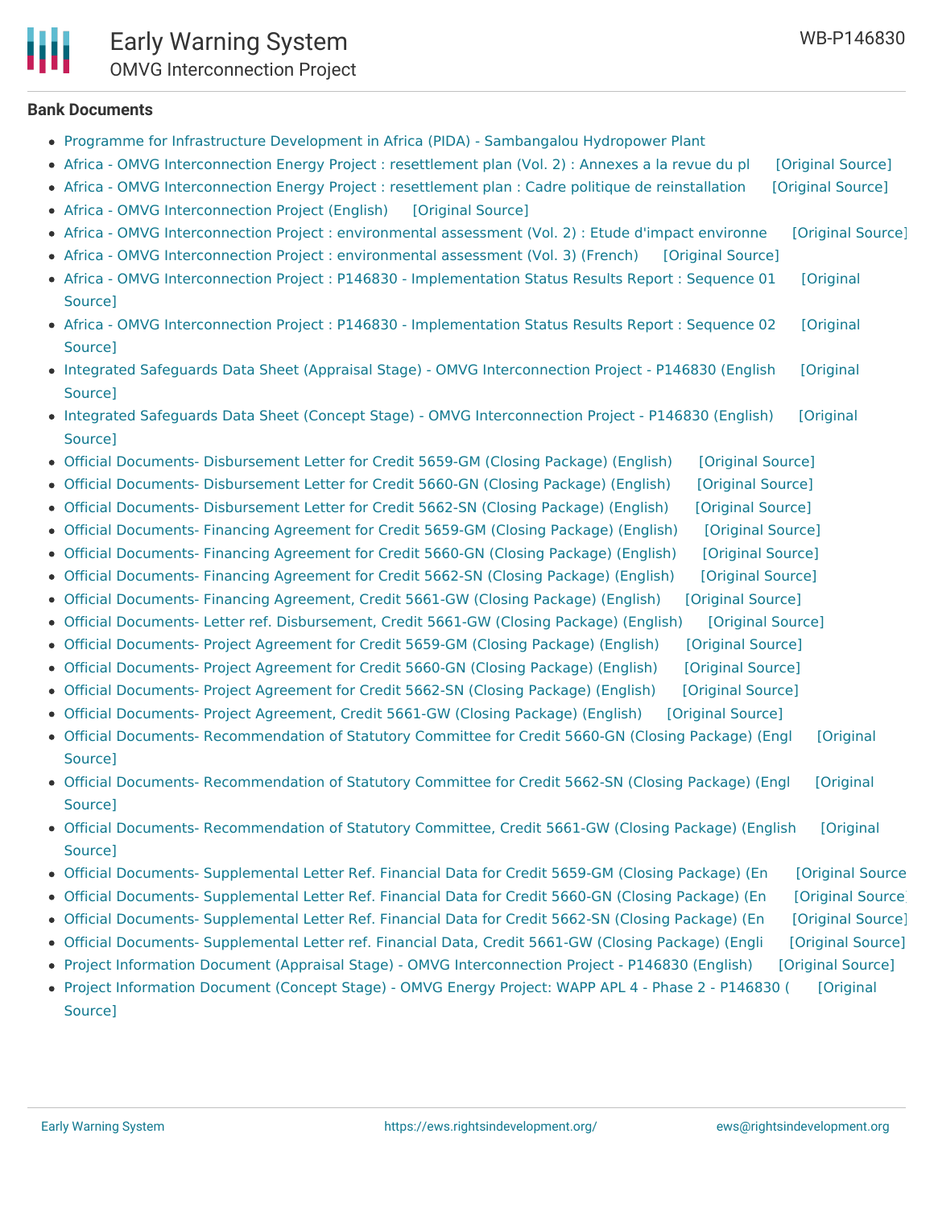**Bank Documents**

- Programme for Infrastructure Development in Africa (PIDA) - Sambangalou Hydropower Plant
- Africa - OMVG Interconnection Energy Project : resettlement plan (Vol. 2) : Annexes a la revue du pl [Original Source]
- Africa - OMVG Interconnection Energy Project : resettlement plan : Cadre politique de reinstallation [Original Source]
- Africa - OMVG Interconnection Project (English) [Original Source]
- Africa - OMVG Interconnection Project : environmental assessment (Vol. 2) : Etude d'impact environne [Original Source]
- Africa - OMVG Interconnection Project : environmental assessment (Vol. 3) (French) [Original Source]
- Africa - OMVG Interconnection Project : P146830 - Implementation Status Results Report : Sequence 01 [Original Source]
- Africa - OMVG Interconnection Project : P146830 - Implementation Status Results Report : Sequence 02 [Original Source]
- Integrated Safeguards Data Sheet (Appraisal Stage) - OMVG Interconnection Project - P146830 (English [Original Source]
- Integrated Safeguards Data Sheet (Concept Stage) - OMVG Interconnection Project - P146830 (English) [Original Source]
- Official Documents- Disbursement Letter for Credit 5659-GM (Closing Package) (English) [Original Source]
- Official Documents- Disbursement Letter for Credit 5660-GN (Closing Package) (English) [Original Source]
- Official Documents- Disbursement Letter for Credit 5662-SN (Closing Package) (English) [Original Source]
- Official Documents- Financing Agreement for Credit 5659-GM (Closing Package) (English) [Original Source]
- Official Documents- Financing Agreement for Credit 5660-GN (Closing Package) (English) [Original Source]
- Official Documents- Financing Agreement for Credit 5662-SN (Closing Package) (English) [Original Source]
- Official Documents- Financing Agreement, Credit 5661-GW (Closing Package) (English) [Original Source]
- Official Documents- Letter ref. Disbursement, Credit 5661-GW (Closing Package) (English) [Original Source]
- Official Documents- Project Agreement for Credit 5659-GM (Closing Package) (English) [Original Source]
- Official Documents- Project Agreement for Credit 5660-GN (Closing Package) (English) [Original Source]
- Official Documents- Project Agreement for Credit 5662-SN (Closing Package) (English) [Original Source]
- Official Documents- Project Agreement, Credit 5661-GW (Closing Package) (English) [Original Source]
- Official Documents- Recommendation of Statutory Committee for Credit 5660-GN (Closing Package) (Engl [Original Source]
- Official Documents- Recommendation of Statutory Committee for Credit 5662-SN (Closing Package) (Engl [Original Source]
- Official Documents- Recommendation of Statutory Committee, Credit 5661-GW (Closing Package) (English [Original Source]
- Official Documents- Supplemental Letter Ref. Financial Data for Credit 5659-GM (Closing Package) (En [Original Source]
- Official Documents- Supplemental Letter Ref. Financial Data for Credit 5660-GN (Closing Package) (En [Original Source]
- Official Documents- Supplemental Letter Ref. Financial Data for Credit 5662-SN (Closing Package) (En [Original Source]
- Official Documents- Supplemental Letter ref. Financial Data, Credit 5661-GW (Closing Package) (Engli [Original Source]
- Project Information Document (Appraisal Stage) - OMVG Interconnection Project - P146830 (English) [Original Source]
- Project Information Document (Concept Stage) - OMVG Energy Project: WAPP APL 4 - Phase 2 - P146830 ( [Original Source]